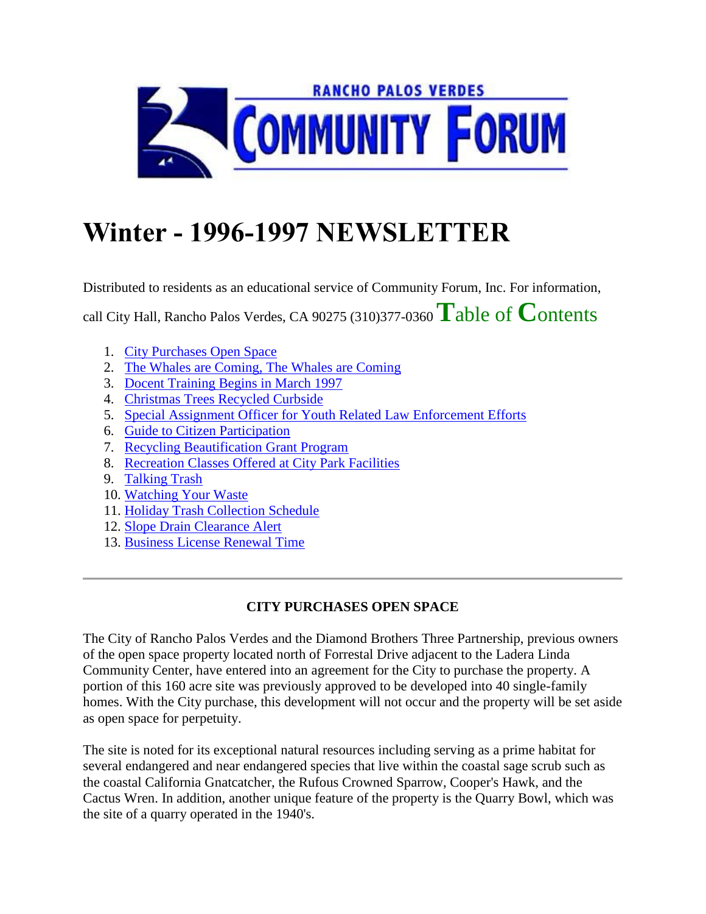RANCHO PALOS VERDES

COMMUNITY FORUM

# Winter - 1996-1997 NEWSLETTER

Distributed to residents as an educational service of Community Forum, Inc. For information, call City Hall, Rancho Palos Verdes, CA 90275 (310)377-0360

## Table of Contents

1. City Purchases Open Space
2. The Whales are Coming, The Whales are Coming
3. Docent Training Begins in March 1997
4. Christmas Trees Recycled Curbside
5. Special Assignment Officer for Youth Related Law Enforcement Efforts
6. Guide to Citizen Participation
7. Recycling Beautification Grant Program
8. Recreation Classes Offered at City Park Facilities
9. Talking Trash
10. Watching Your Waste
11. Holiday Trash Collection Schedule
12. Slope Drain Clearance Alert
13. Business License Renewal Time

---

### CITY PURCHASES OPEN SPACE

The City of Rancho Palos Verdes and the Diamond Brothers Three Partnership, previous owners of the open space property located north of Forrestal Drive adjacent to the Ladera Linda Community Center, have entered into an agreement for the City to purchase the property. A portion of this 160 acre site was previously approved to be developed into 40 single-family homes. With the City purchase, this development will not occur and the property will be set aside as open space for perpetuity.

The site is noted for its exceptional natural resources including serving as a prime habitat for several endangered and near endangered species that live within the coastal sage scrub such as the coastal California Gnatcatcher, the Rufous Crowned Sparrow, Cooper's Hawk, and the Cactus Wren. In addition, another unique feature of the property is the Quarry Bowl, which was the site of a quarry operated in the 1940's.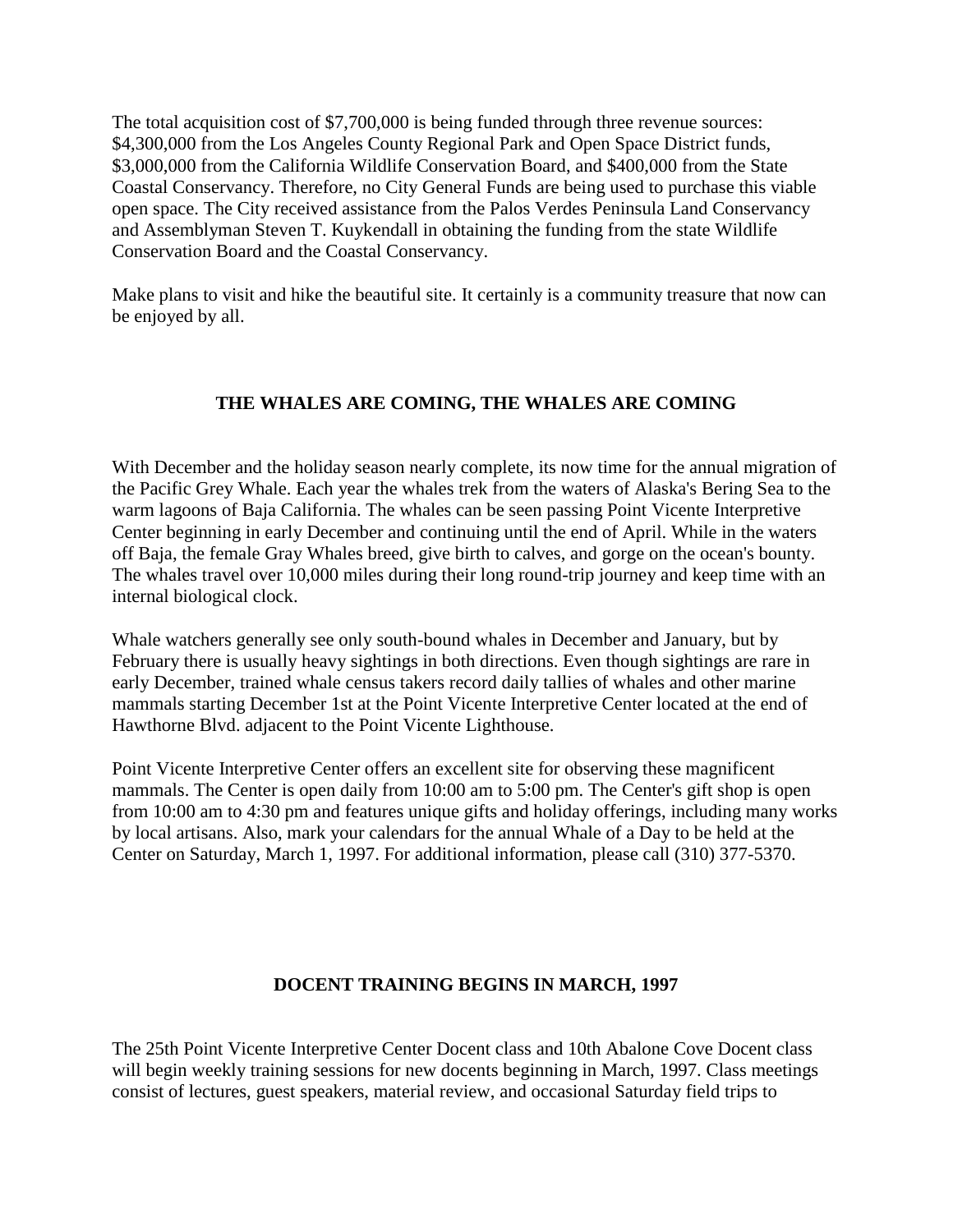The total acquisition cost of $7,700,000 is being funded through three revenue sources: $4,300,000 from the Los Angeles County Regional Park and Open Space District funds, $3,000,000 from the California Wildlife Conservation Board, and $400,000 from the State Coastal Conservancy. Therefore, no City General Funds are being used to purchase this viable open space. The City received assistance from the Palos Verdes Peninsula Land Conservancy and Assemblyman Steven T. Kuykendall in obtaining the funding from the state Wildlife Conservation Board and the Coastal Conservancy.

Make plans to visit and hike the beautiful site. It certainly is a community treasure that now can be enjoyed by all.

## THE WHALES ARE COMING, THE WHALES ARE COMING

With December and the holiday season nearly complete, its now time for the annual migration of the Pacific Grey Whale. Each year the whales trek from the waters of Alaska's Bering Sea to the warm lagoons of Baja California. The whales can be seen passing Point Vicente Interpretive Center beginning in early December and continuing until the end of April. While in the waters off Baja, the female Gray Whales breed, give birth to calves, and gorge on the ocean's bounty. The whales travel over 10,000 miles during their long round-trip journey and keep time with an internal biological clock.

Whale watchers generally see only south-bound whales in December and January, but by February there is usually heavy sightings in both directions. Even though sightings are rare in early December, trained whale census takers record daily tallies of whales and other marine mammals starting December 1st at the Point Vicente Interpretive Center located at the end of Hawthorne Blvd. adjacent to the Point Vicente Lighthouse.

Point Vicente Interpretive Center offers an excellent site for observing these magnificent mammals. The Center is open daily from 10:00 am to 5:00 pm. The Center's gift shop is open from 10:00 am to 4:30 pm and features unique gifts and holiday offerings, including many works by local artisans. Also, mark your calendars for the annual Whale of a Day to be held at the Center on Saturday, March 1, 1997. For additional information, please call (310) 377-5370.

## DOCENT TRAINING BEGINS IN MARCH, 1997

The 25th Point Vicente Interpretive Center Docent class and 10th Abalone Cove Docent class will begin weekly training sessions for new docents beginning in March, 1997. Class meetings consist of lectures, guest speakers, material review, and occasional Saturday field trips to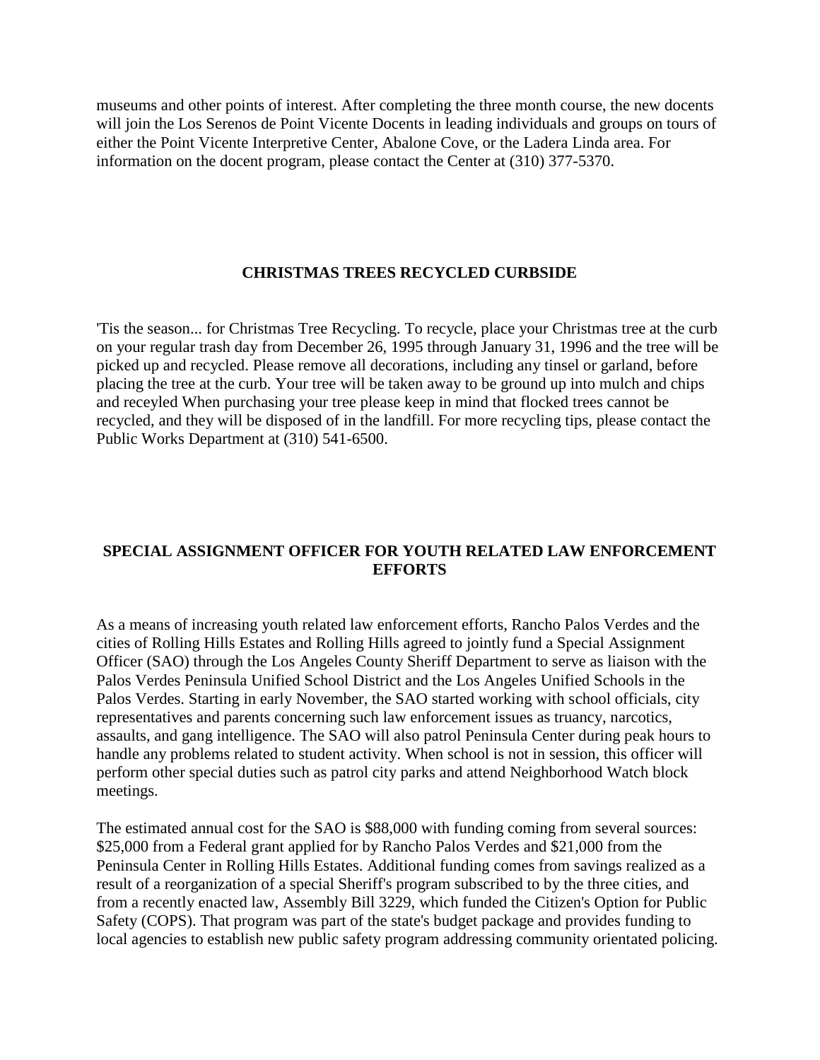museums and other points of interest. After completing the three month course, the new docents will join the Los Serenos de Point Vicente Docents in leading individuals and groups on tours of either the Point Vicente Interpretive Center, Abalone Cove, or the Ladera Linda area. For information on the docent program, please contact the Center at (310) 377-5370.

## CHRISTMAS TREES RECYCLED CURBSIDE

'Tis the season... for Christmas Tree Recycling. To recycle, place your Christmas tree at the curb on your regular trash day from December 26, 1995 through January 31, 1996 and the tree will be picked up and recycled. Please remove all decorations, including any tinsel or garland, before placing the tree at the curb. Your tree will be taken away to be ground up into mulch and chips and receyled When purchasing your tree please keep in mind that flocked trees cannot be recycled, and they will be disposed of in the landfill. For more recycling tips, please contact the Public Works Department at (310) 541-6500.

## SPECIAL ASSIGNMENT OFFICER FOR YOUTH RELATED LAW ENFORCEMENT EFFORTS

As a means of increasing youth related law enforcement efforts, Rancho Palos Verdes and the cities of Rolling Hills Estates and Rolling Hills agreed to jointly fund a Special Assignment Officer (SAO) through the Los Angeles County Sheriff Department to serve as liaison with the Palos Verdes Peninsula Unified School District and the Los Angeles Unified Schools in the Palos Verdes. Starting in early November, the SAO started working with school officials, city representatives and parents concerning such law enforcement issues as truancy, narcotics, assaults, and gang intelligence. The SAO will also patrol Peninsula Center during peak hours to handle any problems related to student activity. When school is not in session, this officer will perform other special duties such as patrol city parks and attend Neighborhood Watch block meetings.

The estimated annual cost for the SAO is $88,000 with funding coming from several sources: $25,000 from a Federal grant applied for by Rancho Palos Verdes and $21,000 from the Peninsula Center in Rolling Hills Estates. Additional funding comes from savings realized as a result of a reorganization of a special Sheriff's program subscribed to by the three cities, and from a recently enacted law, Assembly Bill 3229, which funded the Citizen's Option for Public Safety (COPS). That program was part of the state's budget package and provides funding to local agencies to establish new public safety program addressing community orientated policing.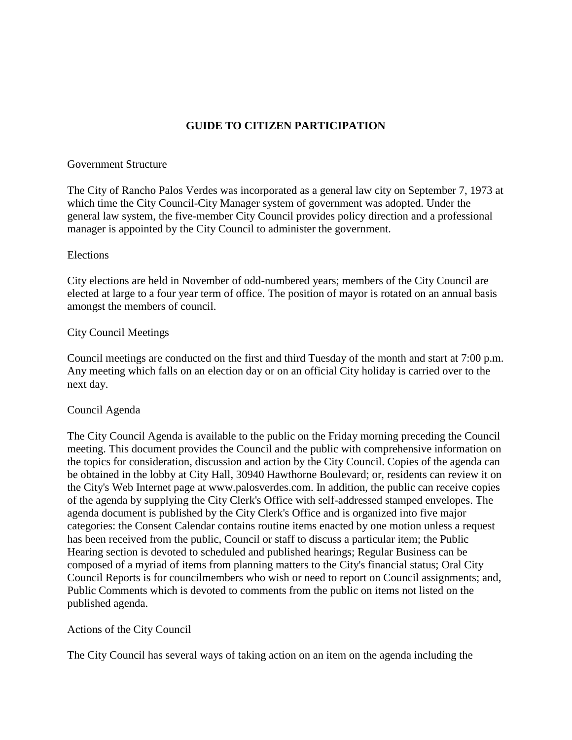# GUIDE TO CITIZEN PARTICIPATION

## Government Structure

The City of Rancho Palos Verdes was incorporated as a general law city on September 7, 1973 at which time the City Council-City Manager system of government was adopted. Under the general law system, the five-member City Council provides policy direction and a professional manager is appointed by the City Council to administer the government.

## Elections

City elections are held in November of odd-numbered years; members of the City Council are elected at large to a four year term of office. The position of mayor is rotated on an annual basis amongst the members of council.

## City Council Meetings

Council meetings are conducted on the first and third Tuesday of the month and start at 7:00 p.m. Any meeting which falls on an election day or on an official City holiday is carried over to the next day.

## Council Agenda

The City Council Agenda is available to the public on the Friday morning preceding the Council meeting. This document provides the Council and the public with comprehensive information on the topics for consideration, discussion and action by the City Council. Copies of the agenda can be obtained in the lobby at City Hall, 30940 Hawthorne Boulevard; or, residents can review it on the City's Web Internet page at www.palosverdes.com. In addition, the public can receive copies of the agenda by supplying the City Clerk's Office with self-addressed stamped envelopes. The agenda document is published by the City Clerk's Office and is organized into five major categories: the Consent Calendar contains routine items enacted by one motion unless a request has been received from the public, Council or staff to discuss a particular item; the Public Hearing section is devoted to scheduled and published hearings; Regular Business can be composed of a myriad of items from planning matters to the City's financial status; Oral City Council Reports is for councilmembers who wish or need to report on Council assignments; and, Public Comments which is devoted to comments from the public on items not listed on the published agenda.

## Actions of the City Council

The City Council has several ways of taking action on an item on the agenda including the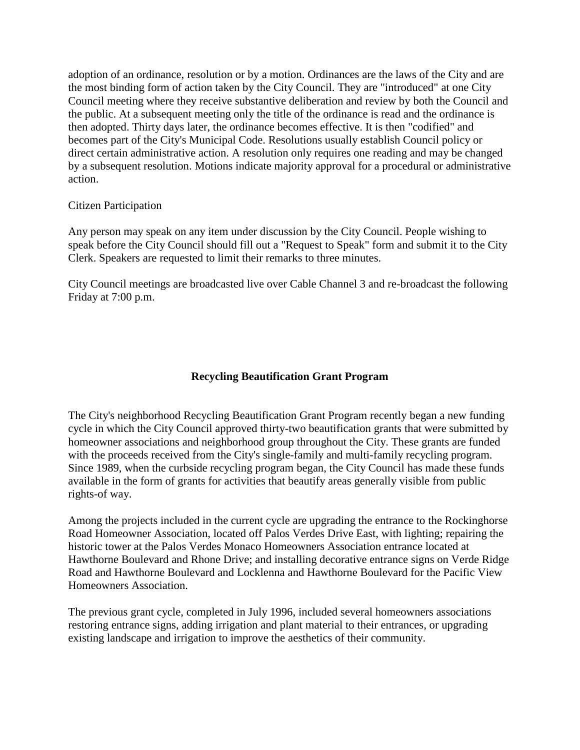adoption of an ordinance, resolution or by a motion. Ordinances are the laws of the City and are the most binding form of action taken by the City Council. They are "introduced" at one City Council meeting where they receive substantive deliberation and review by both the Council and the public. At a subsequent meeting only the title of the ordinance is read and the ordinance is then adopted. Thirty days later, the ordinance becomes effective. It is then "codified" and becomes part of the City's Municipal Code. Resolutions usually establish Council policy or direct certain administrative action. A resolution only requires one reading and may be changed by a subsequent resolution. Motions indicate majority approval for a procedural or administrative action.

Citizen Participation

Any person may speak on any item under discussion by the City Council. People wishing to speak before the City Council should fill out a "Request to Speak" form and submit it to the City Clerk. Speakers are requested to limit their remarks to three minutes.

City Council meetings are broadcasted live over Cable Channel 3 and re-broadcast the following Friday at 7:00 p.m.

## Recycling Beautification Grant Program

The City's neighborhood Recycling Beautification Grant Program recently began a new funding cycle in which the City Council approved thirty-two beautification grants that were submitted by homeowner associations and neighborhood group throughout the City. These grants are funded with the proceeds received from the City's single-family and multi-family recycling program. Since 1989, when the curbside recycling program began, the City Council has made these funds available in the form of grants for activities that beautify areas generally visible from public rights-of way.

Among the projects included in the current cycle are upgrading the entrance to the Rockinghorse Road Homeowner Association, located off Palos Verdes Drive East, with lighting; repairing the historic tower at the Palos Verdes Monaco Homeowners Association entrance located at Hawthorne Boulevard and Rhone Drive; and installing decorative entrance signs on Verde Ridge Road and Hawthorne Boulevard and Locklenna and Hawthorne Boulevard for the Pacific View Homeowners Association.

The previous grant cycle, completed in July 1996, included several homeowners associations restoring entrance signs, adding irrigation and plant material to their entrances, or upgrading existing landscape and irrigation to improve the aesthetics of their community.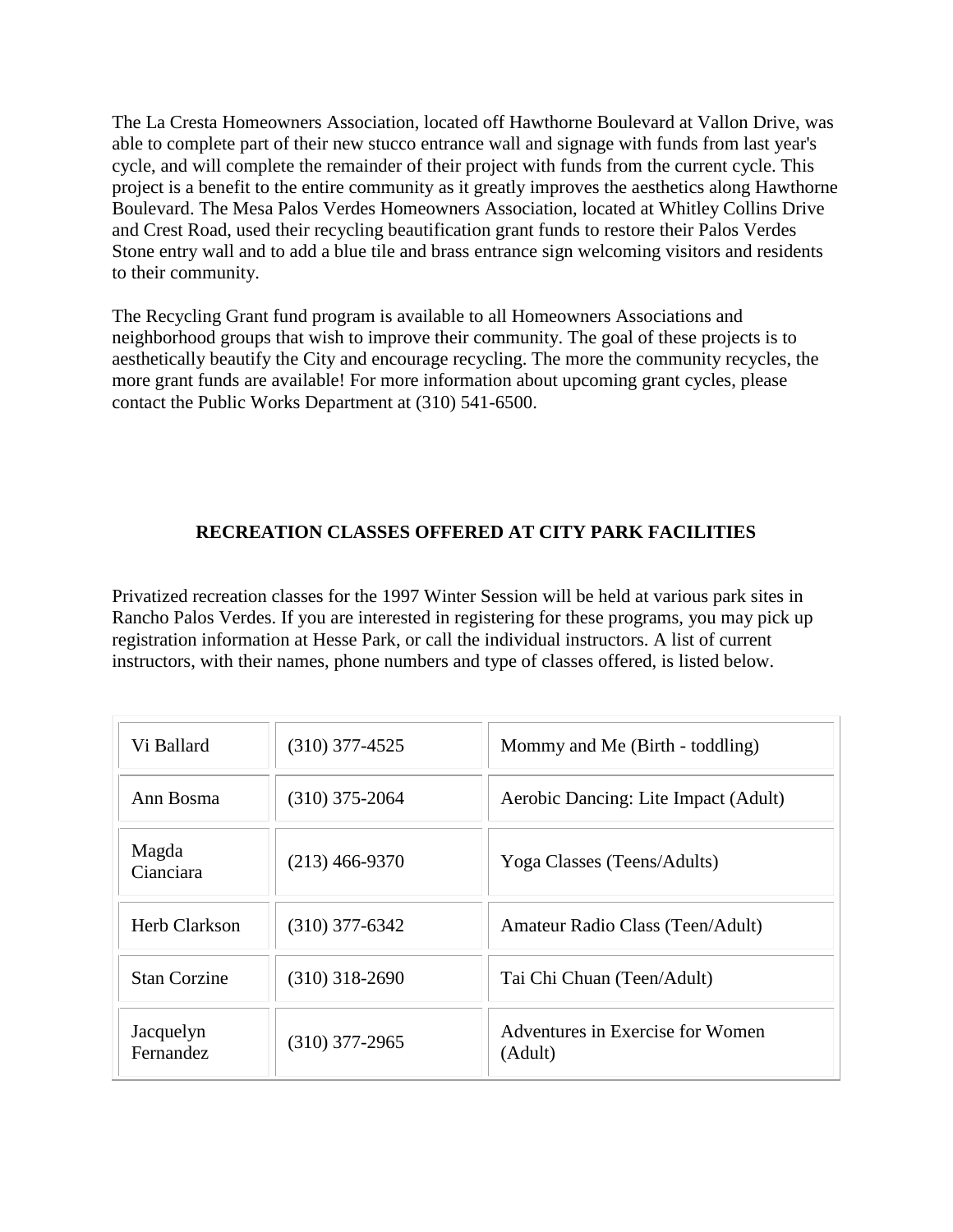The La Cresta Homeowners Association, located off Hawthorne Boulevard at Vallon Drive, was able to complete part of their new stucco entrance wall and signage with funds from last year's cycle, and will complete the remainder of their project with funds from the current cycle. This project is a benefit to the entire community as it greatly improves the aesthetics along Hawthorne Boulevard. The Mesa Palos Verdes Homeowners Association, located at Whitley Collins Drive and Crest Road, used their recycling beautification grant funds to restore their Palos Verdes Stone entry wall and to add a blue tile and brass entrance sign welcoming visitors and residents to their community.

The Recycling Grant fund program is available to all Homeowners Associations and neighborhood groups that wish to improve their community. The goal of these projects is to aesthetically beautify the City and encourage recycling. The more the community recycles, the more grant funds are available! For more information about upcoming grant cycles, please contact the Public Works Department at (310) 541-6500.

## RECREATION CLASSES OFFERED AT CITY PARK FACILITIES

Privatized recreation classes for the 1997 Winter Session will be held at various park sites in Rancho Palos Verdes. If you are interested in registering for these programs, you may pick up registration information at Hesse Park, or call the individual instructors. A list of current instructors, with their names, phone numbers and type of classes offered, is listed below.

| | | |
|---|---|---|
| Vi Ballard | (310) 377-4525 | Mommy and Me (Birth - toddling) |
| Ann Bosma | (310) 375-2064 | Aerobic Dancing: Lite Impact (Adult) |
| Magda Cianciara | (213) 466-9370 | Yoga Classes (Teens/Adults) |
| Herb Clarkson | (310) 377-6342 | Amateur Radio Class (Teen/Adult) |
| Stan Corzine | (310) 318-2690 | Tai Chi Chuan (Teen/Adult) |
| Jacquelyn Fernandez | (310) 377-2965 | Adventures in Exercise for Women (Adult) |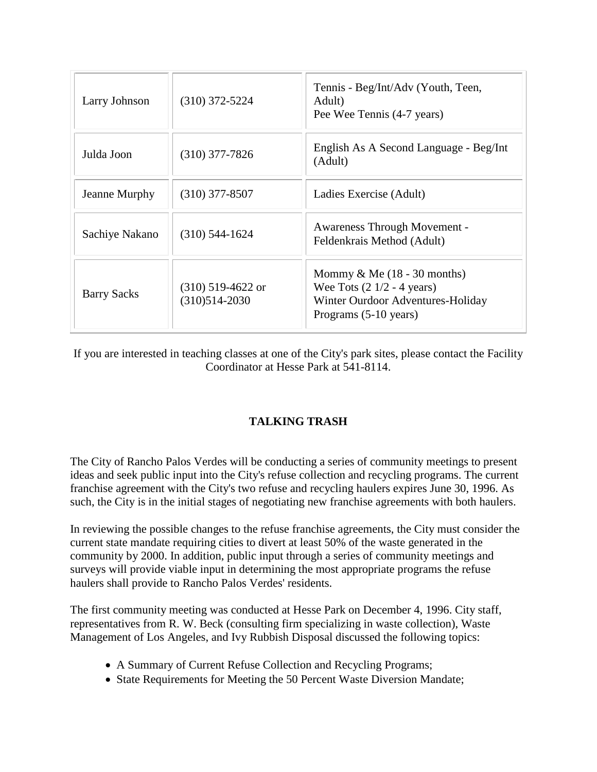| | | |
|---|---|---|
| Larry Johnson | (310) 372-5224 | Tennis - Beg/Int/Adv (Youth, Teen, Adult)<br>Pee Wee Tennis (4-7 years) |
| Julda Joon | (310) 377-7826 | English As A Second Language - Beg/Int (Adult) |
| Jeanne Murphy | (310) 377-8507 | Ladies Exercise (Adult) |
| Sachiye Nakano | (310) 544-1624 | Awareness Through Movement - Feldenkrais Method (Adult) |
| Barry Sacks | (310) 519-4622 or (310)514-2030 | Mommy & Me (18 - 30 months)<br>Wee Tots (2 1/2 - 4 years)<br>Winter Ourdoor Adventures-Holiday Programs (5-10 years) |

If you are interested in teaching classes at one of the City's park sites, please contact the Facility Coordinator at Hesse Park at 541-8114.

**TALKING TRASH**

The City of Rancho Palos Verdes will be conducting a series of community meetings to present ideas and seek public input into the City's refuse collection and recycling programs. The current franchise agreement with the City's two refuse and recycling haulers expires June 30, 1996. As such, the City is in the initial stages of negotiating new franchise agreements with both haulers.

In reviewing the possible changes to the refuse franchise agreements, the City must consider the current state mandate requiring cities to divert at least 50% of the waste generated in the community by 2000. In addition, public input through a series of community meetings and surveys will provide viable input in determining the most appropriate programs the refuse haulers shall provide to Rancho Palos Verdes' residents.

The first community meeting was conducted at Hesse Park on December 4, 1996. City staff, representatives from R. W. Beck (consulting firm specializing in waste collection), Waste Management of Los Angeles, and Ivy Rubbish Disposal discussed the following topics:

- A Summary of Current Refuse Collection and Recycling Programs;
- State Requirements for Meeting the 50 Percent Waste Diversion Mandate;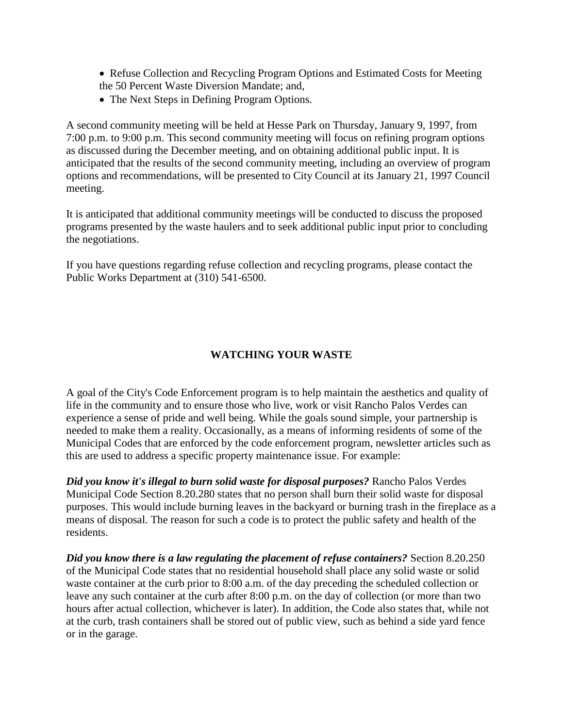- Refuse Collection and Recycling Program Options and Estimated Costs for Meeting the 50 Percent Waste Diversion Mandate; and,
- The Next Steps in Defining Program Options.

A second community meeting will be held at Hesse Park on Thursday, January 9, 1997, from 7:00 p.m. to 9:00 p.m. This second community meeting will focus on refining program options as discussed during the December meeting, and on obtaining additional public input. It is anticipated that the results of the second community meeting, including an overview of program options and recommendations, will be presented to City Council at its January 21, 1997 Council meeting.

It is anticipated that additional community meetings will be conducted to discuss the proposed programs presented by the waste haulers and to seek additional public input prior to concluding the negotiations.

If you have questions regarding refuse collection and recycling programs, please contact the Public Works Department at (310) 541-6500.

## WATCHING YOUR WASTE

A goal of the City's Code Enforcement program is to help maintain the aesthetics and quality of life in the community and to ensure those who live, work or visit Rancho Palos Verdes can experience a sense of pride and well being. While the goals sound simple, your partnership is needed to make them a reality. Occasionally, as a means of informing residents of some of the Municipal Codes that are enforced by the code enforcement program, newsletter articles such as this are used to address a specific property maintenance issue. For example:

***Did you know it's illegal to burn solid waste for disposal purposes?*** Rancho Palos Verdes Municipal Code Section 8.20.280 states that no person shall burn their solid waste for disposal purposes. This would include burning leaves in the backyard or burning trash in the fireplace as a means of disposal. The reason for such a code is to protect the public safety and health of the residents.

***Did you know there is a law regulating the placement of refuse containers?*** Section 8.20.250 of the Municipal Code states that no residential household shall place any solid waste or solid waste container at the curb prior to 8:00 a.m. of the day preceding the scheduled collection or leave any such container at the curb after 8:00 p.m. on the day of collection (or more than two hours after actual collection, whichever is later). In addition, the Code also states that, while not at the curb, trash containers shall be stored out of public view, such as behind a side yard fence or in the garage.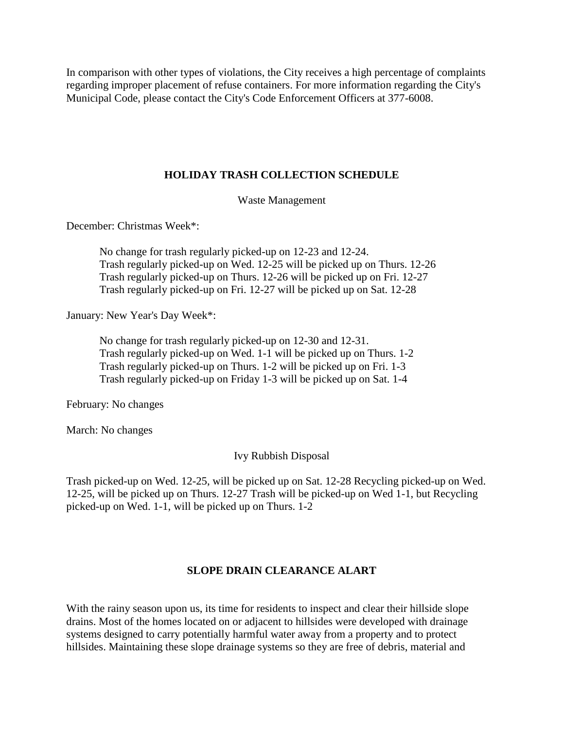In comparison with other types of violations, the City receives a high percentage of complaints regarding improper placement of refuse containers. For more information regarding the City's Municipal Code, please contact the City's Code Enforcement Officers at 377-6008.

## HOLIDAY TRASH COLLECTION SCHEDULE

Waste Management

December: Christmas Week*:

No change for trash regularly picked-up on 12-23 and 12-24.
Trash regularly picked-up on Wed. 12-25 will be picked up on Thurs. 12-26
Trash regularly picked-up on Thurs. 12-26 will be picked up on Fri. 12-27
Trash regularly picked-up on Fri. 12-27 will be picked up on Sat. 12-28

January: New Year's Day Week*:

No change for trash regularly picked-up on 12-30 and 12-31.
Trash regularly picked-up on Wed. 1-1 will be picked up on Thurs. 1-2
Trash regularly picked-up on Thurs. 1-2 will be picked up on Fri. 1-3
Trash regularly picked-up on Friday 1-3 will be picked up on Sat. 1-4

February: No changes

March: No changes

Ivy Rubbish Disposal

Trash picked-up on Wed. 12-25, will be picked up on Sat. 12-28 Recycling picked-up on Wed. 12-25, will be picked up on Thurs. 12-27 Trash will be picked-up on Wed 1-1, but Recycling picked-up on Wed. 1-1, will be picked up on Thurs. 1-2

## SLOPE DRAIN CLEARANCE ALART

With the rainy season upon us, its time for residents to inspect and clear their hillside slope drains. Most of the homes located on or adjacent to hillsides were developed with drainage systems designed to carry potentially harmful water away from a property and to protect hillsides. Maintaining these slope drainage systems so they are free of debris, material and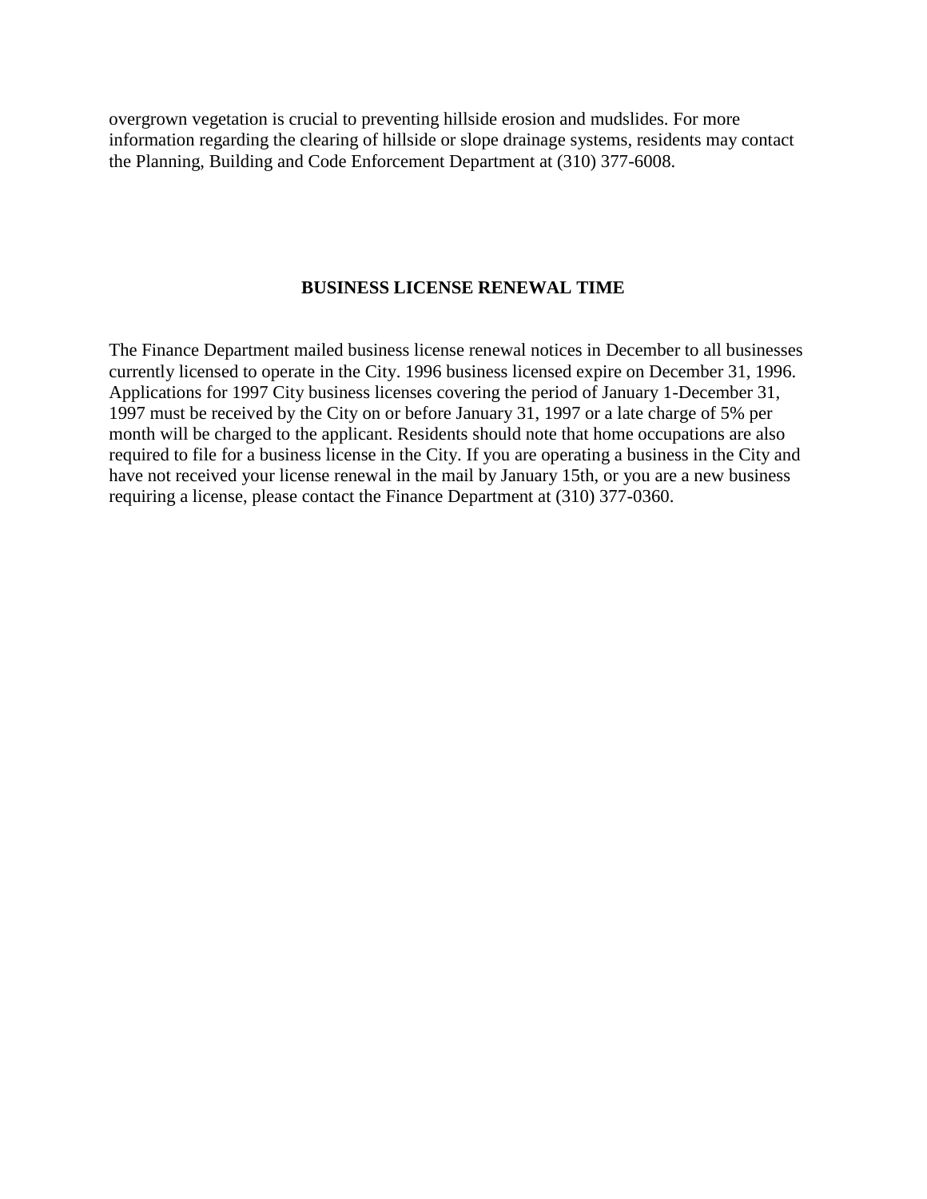overgrown vegetation is crucial to preventing hillside erosion and mudslides. For more information regarding the clearing of hillside or slope drainage systems, residents may contact the Planning, Building and Code Enforcement Department at (310) 377-6008.

## BUSINESS LICENSE RENEWAL TIME

The Finance Department mailed business license renewal notices in December to all businesses currently licensed to operate in the City. 1996 business licensed expire on December 31, 1996. Applications for 1997 City business licenses covering the period of January 1-December 31, 1997 must be received by the City on or before January 31, 1997 or a late charge of 5% per month will be charged to the applicant. Residents should note that home occupations are also required to file for a business license in the City. If you are operating a business in the City and have not received your license renewal in the mail by January 15th, or you are a new business requiring a license, please contact the Finance Department at (310) 377-0360.